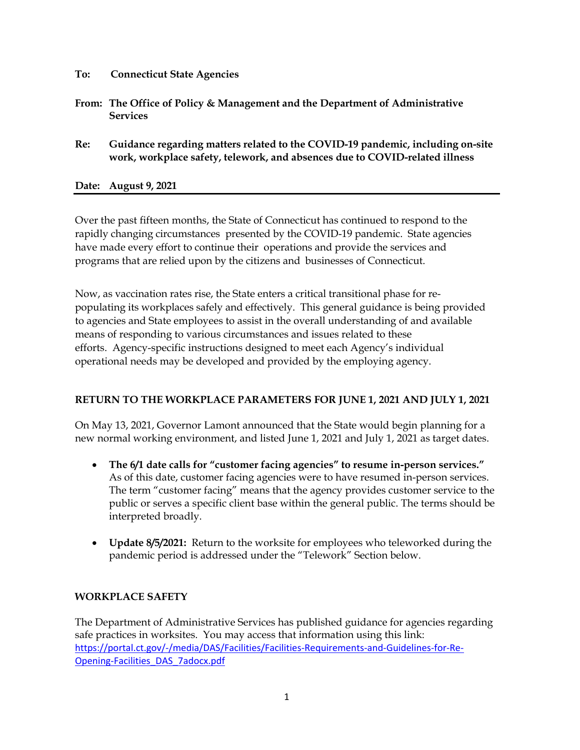**To: Connecticut State Agencies**

**From: The Office of Policy & Management and the Department of Administrative Services**

**Re: Guidance regarding matters related to the COVID-19 pandemic, including on-site work, workplace safety, telework, and absences due to COVID-related illness**

**Date: August 9, 2021**

---

Over the past fifteen months, the State of Connecticut has continued to respond to the rapidly changing circumstances presented by the COVID-19 pandemic. State agencies have made every effort to continue their operations and provide the services and programs that are relied upon by the citizens and businesses of Connecticut.

Now, as vaccination rates rise, the State enters a critical transitional phase for re-populating its workplaces safely and effectively. This general guidance is being provided to agencies and State employees to assist in the overall understanding of and available means of responding to various circumstances and issues related to these efforts. Agency-specific instructions designed to meet each Agency's individual operational needs may be developed and provided by the employing agency.

## RETURN TO THE WORKPLACE PARAMETERS FOR JUNE 1, 2021 AND JULY 1, 2021

On May 13, 2021, Governor Lamont announced that the State would begin planning for a new normal working environment, and listed June 1, 2021 and July 1, 2021 as target dates.

- **The 6/1 date calls for "customer facing agencies" to resume in-person services."** As of this date, customer facing agencies were to have resumed in-person services. The term "customer facing" means that the agency provides customer service to the public or serves a specific client base within the general public. The terms should be interpreted broadly.
- **Update 8/5/2021:** Return to the worksite for employees who teleworked during the pandemic period is addressed under the "Telework" Section below.

## WORKPLACE SAFETY

The Department of Administrative Services has published guidance for agencies regarding safe practices in worksites. You may access that information using this link: https://portal.ct.gov/-/media/DAS/Facilities/Facilities-Requirements-and-Guidelines-for-Re-Opening-Facilities_DAS_7adocx.pdf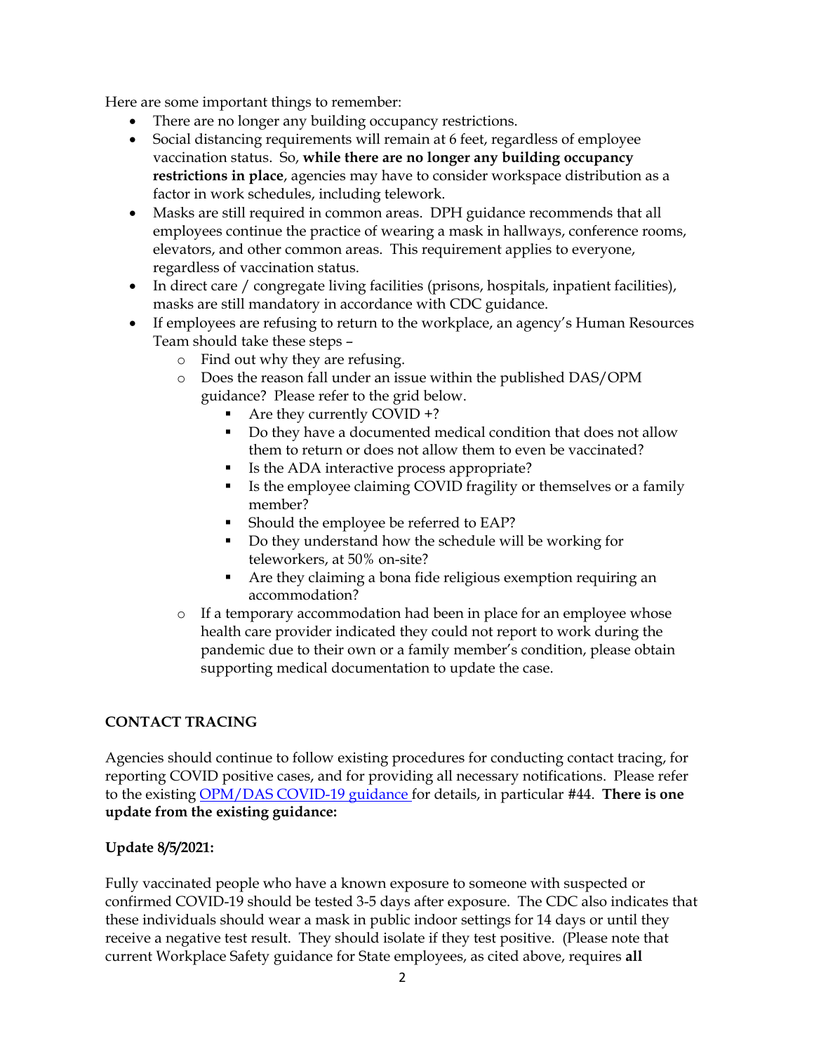Here are some important things to remember:

- There are no longer any building occupancy restrictions.
- Social distancing requirements will remain at 6 feet, regardless of employee vaccination status. So, **while there are no longer any building occupancy restrictions in place**, agencies may have to consider workspace distribution as a factor in work schedules, including telework.
- Masks are still required in common areas. DPH guidance recommends that all employees continue the practice of wearing a mask in hallways, conference rooms, elevators, and other common areas. This requirement applies to everyone, regardless of vaccination status.
- In direct care / congregate living facilities (prisons, hospitals, inpatient facilities), masks are still mandatory in accordance with CDC guidance.
- If employees are refusing to return to the workplace, an agency's Human Resources Team should take these steps –
  - Find out why they are refusing.
  - Does the reason fall under an issue within the published DAS/OPM guidance? Please refer to the grid below.
    - Are they currently COVID +?
    - Do they have a documented medical condition that does not allow them to return or does not allow them to even be vaccinated?
    - Is the ADA interactive process appropriate?
    - Is the employee claiming COVID fragility or themselves or a family member?
    - Should the employee be referred to EAP?
    - Do they understand how the schedule will be working for teleworkers, at 50% on-site?
    - Are they claiming a bona fide religious exemption requiring an accommodation?
  - If a temporary accommodation had been in place for an employee whose health care provider indicated they could not report to work during the pandemic due to their own or a family member's condition, please obtain supporting medical documentation to update the case.

**CONTACT TRACING**

Agencies should continue to follow existing procedures for conducting contact tracing, for reporting COVID positive cases, and for providing all necessary notifications. Please refer to the existing [OPM/DAS COVID-19 guidance](OPM/DAS COVID-19 guidance) for details, in particular #44. **There is one update from the existing guidance:**

**Update 8/5/2021:**

Fully vaccinated people who have a known exposure to someone with suspected or confirmed COVID-19 should be tested 3-5 days after exposure. The CDC also indicates that these individuals should wear a mask in public indoor settings for 14 days or until they receive a negative test result. They should isolate if they test positive. (Please note that current Workplace Safety guidance for State employees, as cited above, requires **all**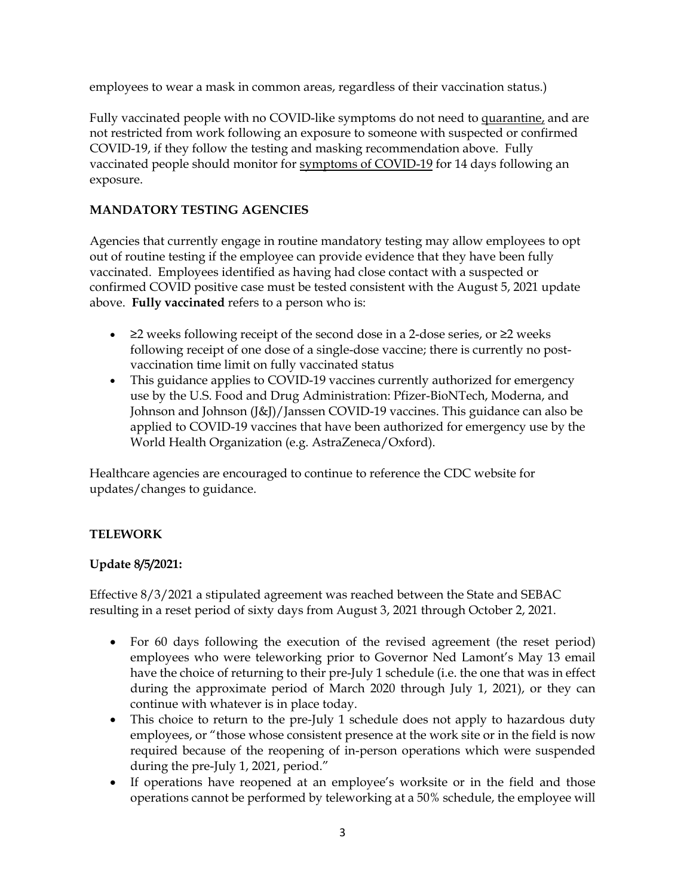employees to wear a mask in common areas, regardless of their vaccination status.)

Fully vaccinated people with no COVID-like symptoms do not need to quarantine, and are not restricted from work following an exposure to someone with suspected or confirmed COVID-19, if they follow the testing and masking recommendation above. Fully vaccinated people should monitor for symptoms of COVID-19 for 14 days following an exposure.

**MANDATORY TESTING AGENCIES**

Agencies that currently engage in routine mandatory testing may allow employees to opt out of routine testing if the employee can provide evidence that they have been fully vaccinated. Employees identified as having had close contact with a suspected or confirmed COVID positive case must be tested consistent with the August 5, 2021 update above. **Fully vaccinated** refers to a person who is:

- ≥2 weeks following receipt of the second dose in a 2-dose series, or ≥2 weeks following receipt of one dose of a single-dose vaccine; there is currently no post-vaccination time limit on fully vaccinated status
- This guidance applies to COVID-19 vaccines currently authorized for emergency use by the U.S. Food and Drug Administration: Pfizer-BioNTech, Moderna, and Johnson and Johnson (J&J)/Janssen COVID-19 vaccines. This guidance can also be applied to COVID-19 vaccines that have been authorized for emergency use by the World Health Organization (e.g. AstraZeneca/Oxford).

Healthcare agencies are encouraged to continue to reference the CDC website for updates/changes to guidance.

**TELEWORK**

**Update 8/5/2021:**

Effective 8/3/2021 a stipulated agreement was reached between the State and SEBAC resulting in a reset period of sixty days from August 3, 2021 through October 2, 2021.

- For 60 days following the execution of the revised agreement (the reset period) employees who were teleworking prior to Governor Ned Lamont's May 13 email have the choice of returning to their pre-July 1 schedule (i.e. the one that was in effect during the approximate period of March 2020 through July 1, 2021), or they can continue with whatever is in place today.
- This choice to return to the pre-July 1 schedule does not apply to hazardous duty employees, or "those whose consistent presence at the work site or in the field is now required because of the reopening of in-person operations which were suspended during the pre-July 1, 2021, period."
- If operations have reopened at an employee's worksite or in the field and those operations cannot be performed by teleworking at a 50% schedule, the employee will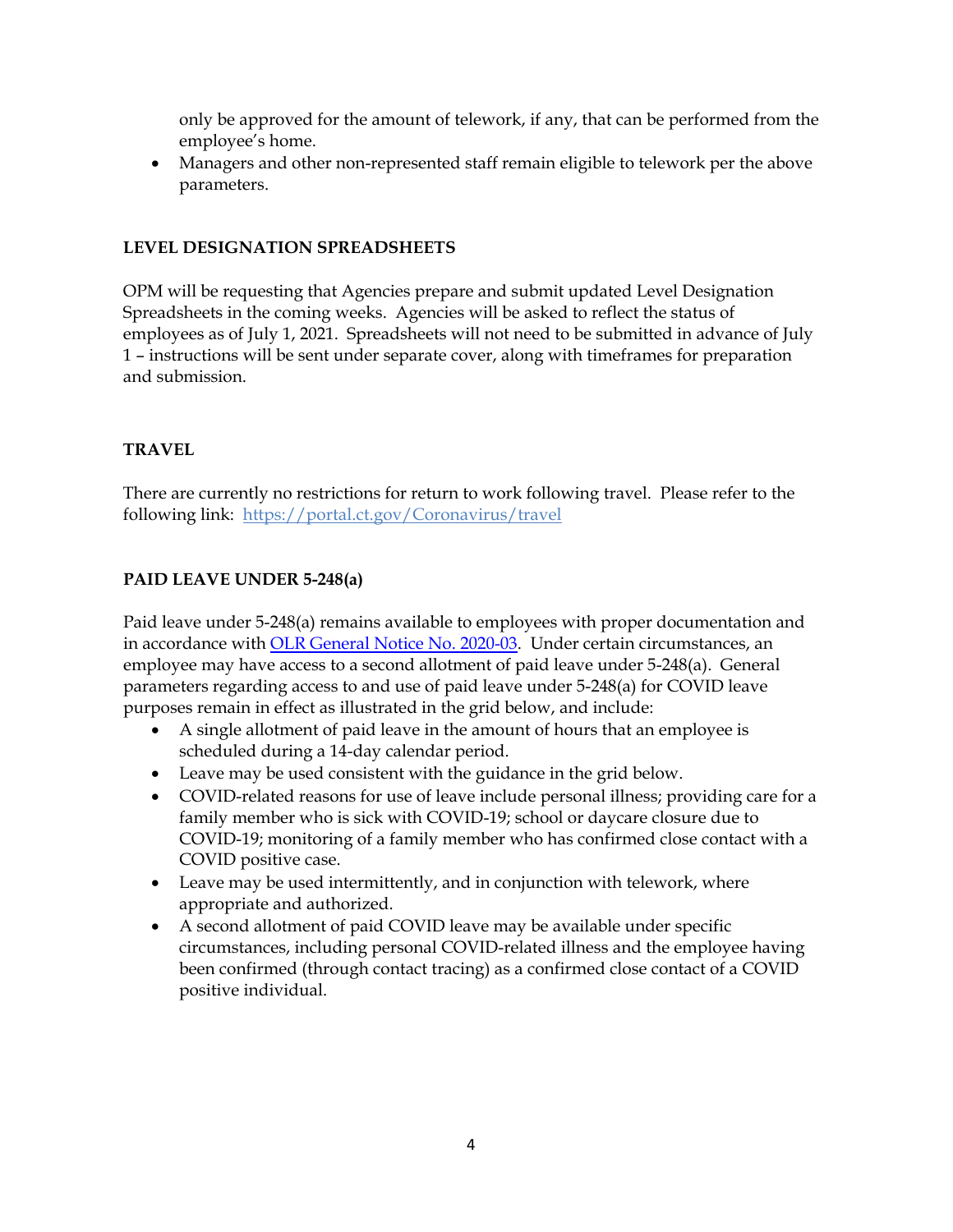only be approved for the amount of telework, if any, that can be performed from the employee's home.

- Managers and other non-represented staff remain eligible to telework per the above parameters.

**LEVEL DESIGNATION SPREADSHEETS**

OPM will be requesting that Agencies prepare and submit updated Level Designation Spreadsheets in the coming weeks. Agencies will be asked to reflect the status of employees as of July 1, 2021. Spreadsheets will not need to be submitted in advance of July 1 – instructions will be sent under separate cover, along with timeframes for preparation and submission.

**TRAVEL**

There are currently no restrictions for return to work following travel. Please refer to the following link: [https://portal.ct.gov/Coronavirus/travel](https://portal.ct.gov/Coronavirus/travel)

**PAID LEAVE UNDER 5-248(a)**

Paid leave under 5-248(a) remains available to employees with proper documentation and in accordance with OLR General Notice No. 2020-03. Under certain circumstances, an employee may have access to a second allotment of paid leave under 5-248(a). General parameters regarding access to and use of paid leave under 5-248(a) for COVID leave purposes remain in effect as illustrated in the grid below, and include:

- A single allotment of paid leave in the amount of hours that an employee is scheduled during a 14-day calendar period.
- Leave may be used consistent with the guidance in the grid below.
- COVID-related reasons for use of leave include personal illness; providing care for a family member who is sick with COVID-19; school or daycare closure due to COVID-19; monitoring of a family member who has confirmed close contact with a COVID positive case.
- Leave may be used intermittently, and in conjunction with telework, where appropriate and authorized.
- A second allotment of paid COVID leave may be available under specific circumstances, including personal COVID-related illness and the employee having been confirmed (through contact tracing) as a confirmed close contact of a COVID positive individual.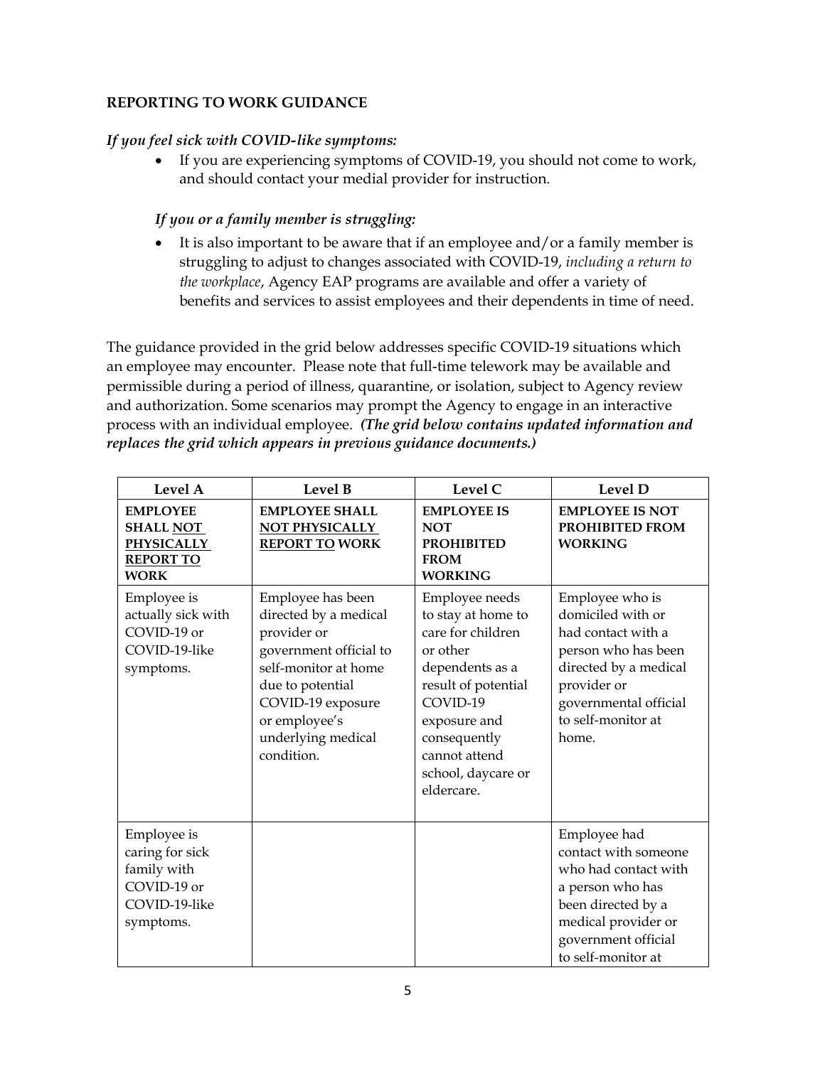**REPORTING TO WORK GUIDANCE**

***If you feel sick with COVID-like symptoms:***

- If you are experiencing symptoms of COVID-19, you should not come to work, and should contact your medial provider for instruction.

***If you or a family member is struggling:***

- It is also important to be aware that if an employee and/or a family member is struggling to adjust to changes associated with COVID-19, *including a return to the workplace*, Agency EAP programs are available and offer a variety of benefits and services to assist employees and their dependents in time of need.

The guidance provided in the grid below addresses specific COVID-19 situations which an employee may encounter. Please note that full-time telework may be available and permissible during a period of illness, quarantine, or isolation, subject to Agency review and authorization. Some scenarios may prompt the Agency to engage in an interactive process with an individual employee. ***(The grid below contains updated information and replaces the grid which appears in previous guidance documents.)***

| Level A | Level B | Level C | Level D |
|---|---|---|---|
| **EMPLOYEE SHALL NOT PHYSICALLY REPORT TO WORK** | **EMPLOYEE SHALL NOT PHYSICALLY REPORT TO WORK** | **EMPLOYEE IS NOT PROHIBITED FROM WORKING** | **EMPLOYEE IS NOT PROHIBITED FROM WORKING** |
| Employee is actually sick with COVID-19 or COVID-19-like symptoms. | Employee has been directed by a medical provider or government official to self-monitor at home due to potential COVID-19 exposure or employee's underlying medical condition. | Employee needs to stay at home to care for children or other dependents as a result of potential COVID-19 exposure and consequently cannot attend school, daycare or eldercare. | Employee who is domiciled with or had contact with a person who has been directed by a medical provider or governmental official to self-monitor at home. |
| Employee is caring for sick family with COVID-19 or COVID-19-like symptoms. | | | Employee had contact with someone who had contact with a person who has been directed by a medical provider or government official to self-monitor at |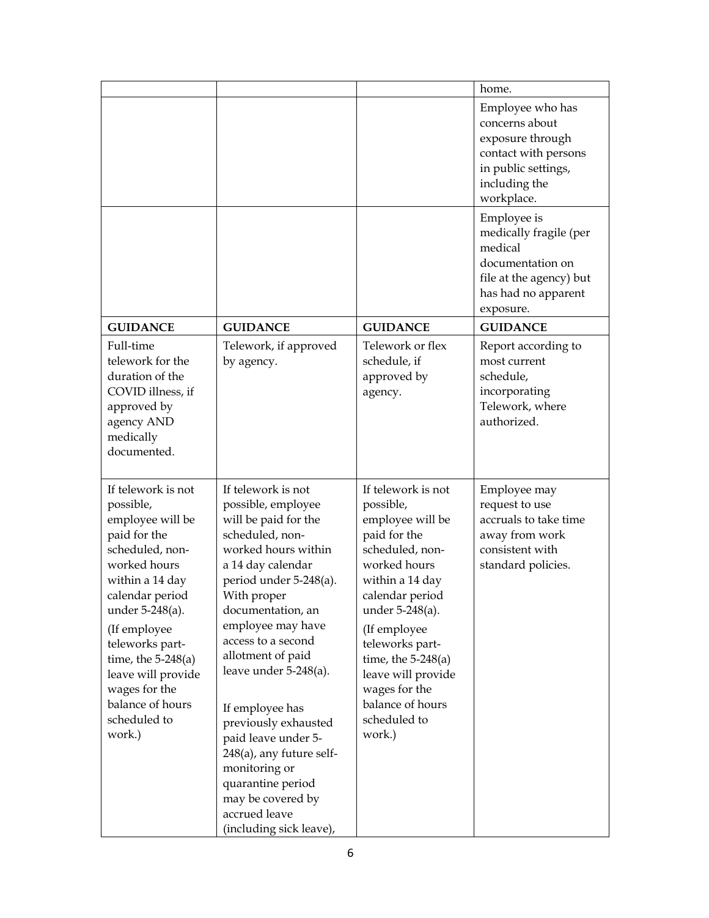| | | | |
|---|---|---|---|
| | | | home. |
| | | | Employee who has concerns about exposure through contact with persons in public settings, including the workplace. |
| | | | Employee is medically fragile (per medical documentation on file at the agency) but has had no apparent exposure. |
| **GUIDANCE** | **GUIDANCE** | **GUIDANCE** | **GUIDANCE** |
| Full-time telework for the duration of the COVID illness, if approved by agency AND medically documented. | Telework, if approved by agency. | Telework or flex schedule, if approved by agency. | Report according to most current schedule, incorporating Telework, where authorized. |
| If telework is not possible, employee will be paid for the scheduled, non-worked hours within a 14 day calendar period under 5-248(a).<br><br>(If employee teleworks part-time, the 5-248(a) leave will provide wages for the balance of hours scheduled to work.) | If telework is not possible, employee will be paid for the scheduled, non-worked hours within a 14 day calendar period under 5-248(a). With proper documentation, an employee may have access to a second allotment of paid leave under 5-248(a).<br><br>If employee has previously exhausted paid leave under 5-248(a), any future self-monitoring or quarantine period may be covered by accrued leave (including sick leave), | If telework is not possible, employee will be paid for the scheduled, non-worked hours within a 14 day calendar period under 5-248(a).<br><br>(If employee teleworks part-time, the 5-248(a) leave will provide wages for the balance of hours scheduled to work.) | Employee may request to use accruals to take time away from work consistent with standard policies. |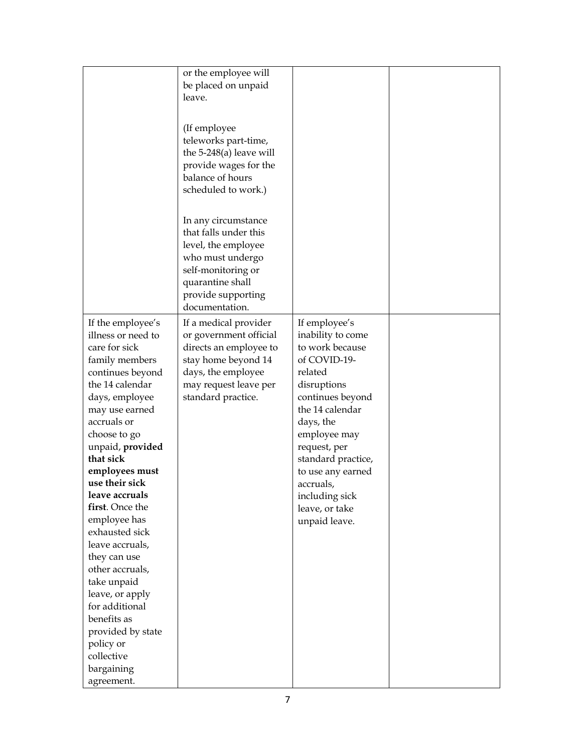| | | | |
|---|---|---|---|
| | or the employee will be placed on unpaid leave.<br><br>(If employee teleworks part-time, the 5-248(a) leave will provide wages for the balance of hours scheduled to work.)<br><br>In any circumstance that falls under this level, the employee who must undergo self-monitoring or quarantine shall provide supporting documentation. | | |
| If the employee's illness or need to care for sick family members continues beyond the 14 calendar days, employee may use earned accruals or choose to go unpaid, **provided that sick employees must use their sick leave accruals first**. Once the employee has exhausted sick leave accruals, they can use other accruals, take unpaid leave, or apply for additional benefits as provided by state policy or collective bargaining agreement. | If a medical provider or government official directs an employee to stay home beyond 14 days, the employee may request leave per standard practice. | If employee's inability to come to work because of COVID-19-related disruptions continues beyond the 14 calendar days, the employee may request, per standard practice, to use any earned accruals, including sick leave, or take unpaid leave. | |